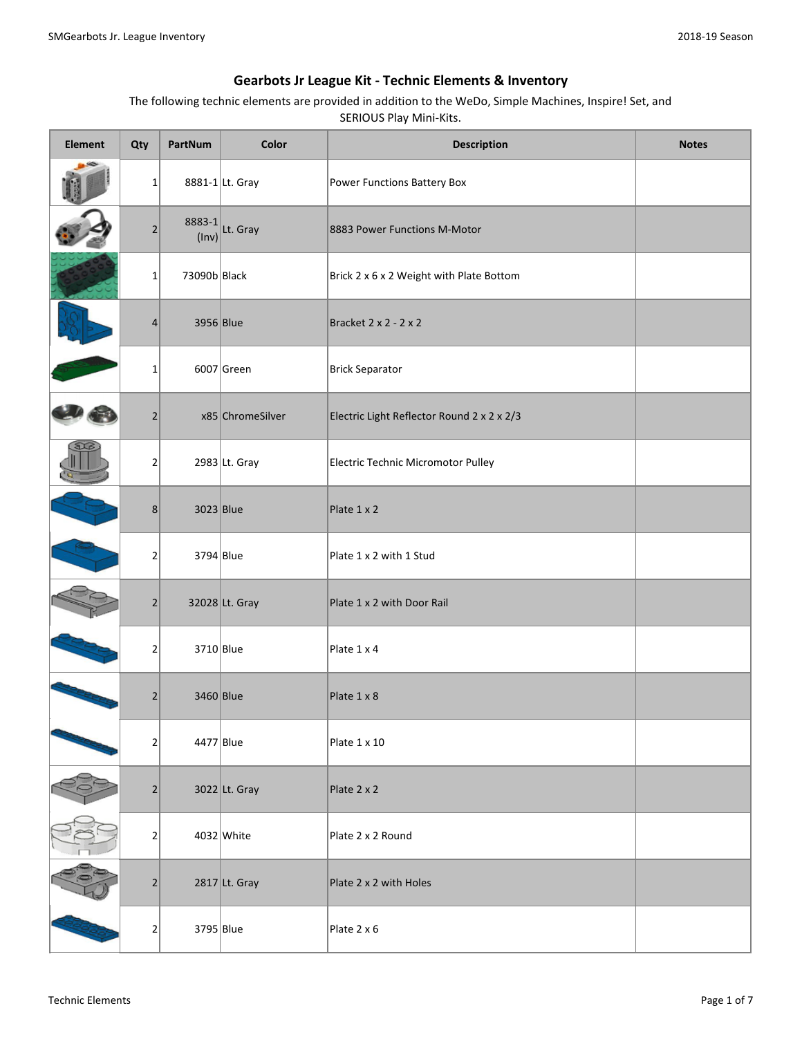# Gearbots Jr League Kit - Technic Elements & Inventory

The following technic elements are provided in addition to the WeDo, Simple Machines, Inspire! Set, and SERIOUS Play Mini-Kits.

| Element | Qty | PartNum | Color | Description | Notes |
|---|---|---|---|---|---|
| | 1 | 8881-1 | Lt. Gray | Power Functions Battery Box | |
| | 2 | 8883-1 (Inv) | Lt. Gray | 8883 Power Functions M-Motor | |
| | 1 | 73090b | Black | Brick 2 x 6 x 2 Weight with Plate Bottom | |
| | 4 | 3956 | Blue | Bracket 2 x 2 - 2 x 2 | |
| | 1 | 6007 | Green | Brick Separator | |
| | 2 | x85 | ChromeSilver | Electric Light Reflector Round 2 x 2 x 2/3 | |
| | 2 | 2983 | Lt. Gray | Electric Technic Micromotor Pulley | |
| | 8 | 3023 | Blue | Plate 1 x 2 | |
| | 2 | 3794 | Blue | Plate 1 x 2 with 1 Stud | |
| | 2 | 32028 | Lt. Gray | Plate 1 x 2 with Door Rail | |
| | 2 | 3710 | Blue | Plate 1 x 4 | |
| | 2 | 3460 | Blue | Plate 1 x 8 | |
| | 2 | 4477 | Blue | Plate 1 x 10 | |
| | 2 | 3022 | Lt. Gray | Plate 2 x 2 | |
| | 2 | 4032 | White | Plate 2 x 2 Round | |
| | 2 | 2817 | Lt. Gray | Plate 2 x 2 with Holes | |
| | 2 | 3795 | Blue | Plate 2 x 6 | |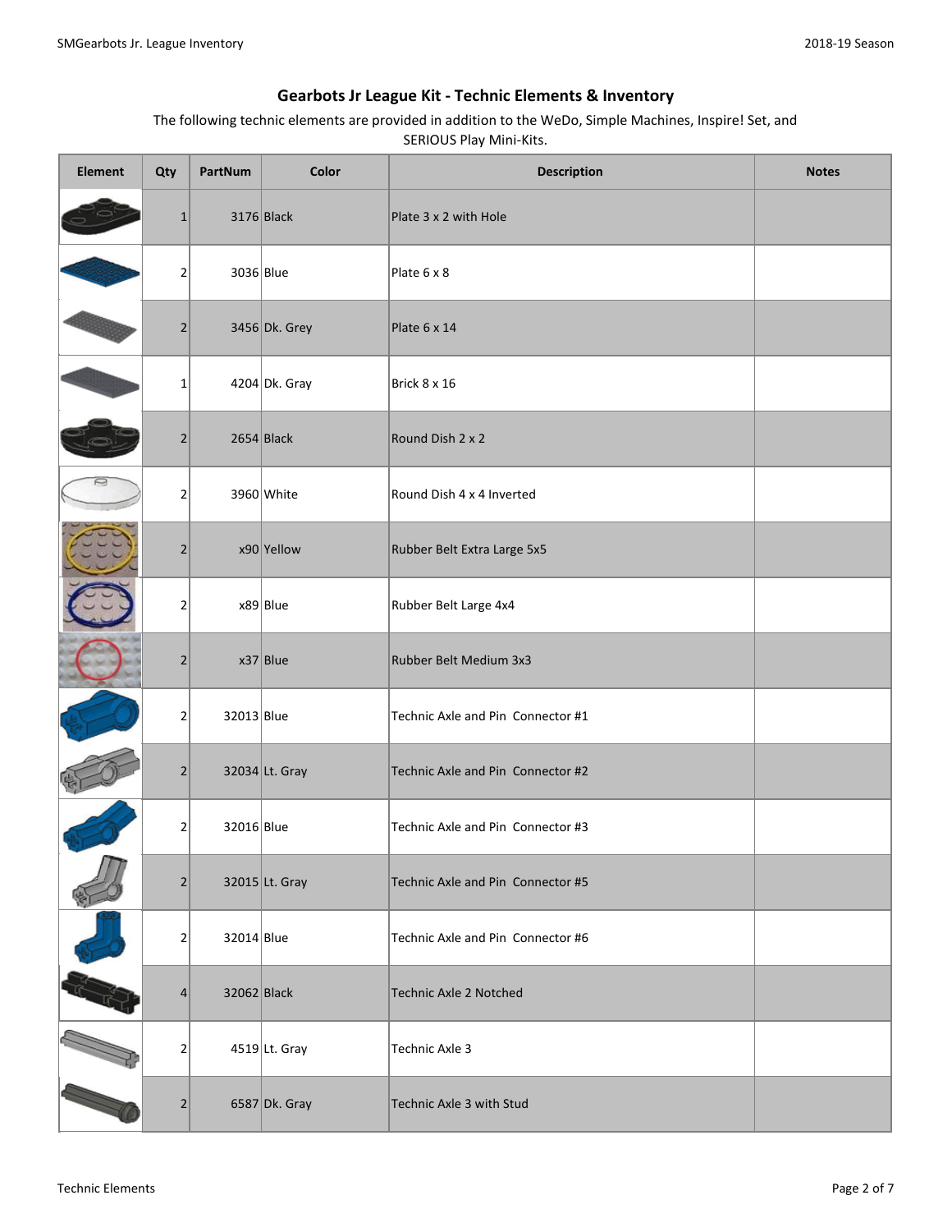# Gearbots Jr League Kit - Technic Elements & Inventory

The following technic elements are provided in addition to the WeDo, Simple Machines, Inspire! Set, and SERIOUS Play Mini-Kits.

| Element | Qty | PartNum | Color | Description | Notes |
|---|---|---|---|---|---|
| | 1 | 3176 | Black | Plate 3 x 2 with Hole | |
| | 2 | 3036 | Blue | Plate 6 x 8 | |
| | 2 | 3456 | Dk. Grey | Plate 6 x 14 | |
| | 1 | 4204 | Dk. Gray | Brick 8 x 16 | |
| | 2 | 2654 | Black | Round Dish 2 x 2 | |
| | 2 | 3960 | White | Round Dish 4 x 4 Inverted | |
| | 2 | x90 | Yellow | Rubber Belt Extra Large 5x5 | |
| | 2 | x89 | Blue | Rubber Belt Large 4x4 | |
| | 2 | x37 | Blue | Rubber Belt Medium 3x3 | |
| | 2 | 32013 | Blue | Technic Axle and Pin Connector #1 | |
| | 2 | 32034 | Lt. Gray | Technic Axle and Pin Connector #2 | |
| | 2 | 32016 | Blue | Technic Axle and Pin Connector #3 | |
| | 2 | 32015 | Lt. Gray | Technic Axle and Pin Connector #5 | |
| | 2 | 32014 | Blue | Technic Axle and Pin Connector #6 | |
| | 4 | 32062 | Black | Technic Axle 2 Notched | |
| | 2 | 4519 | Lt. Gray | Technic Axle 3 | |
| | 2 | 6587 | Dk. Gray | Technic Axle 3 with Stud | |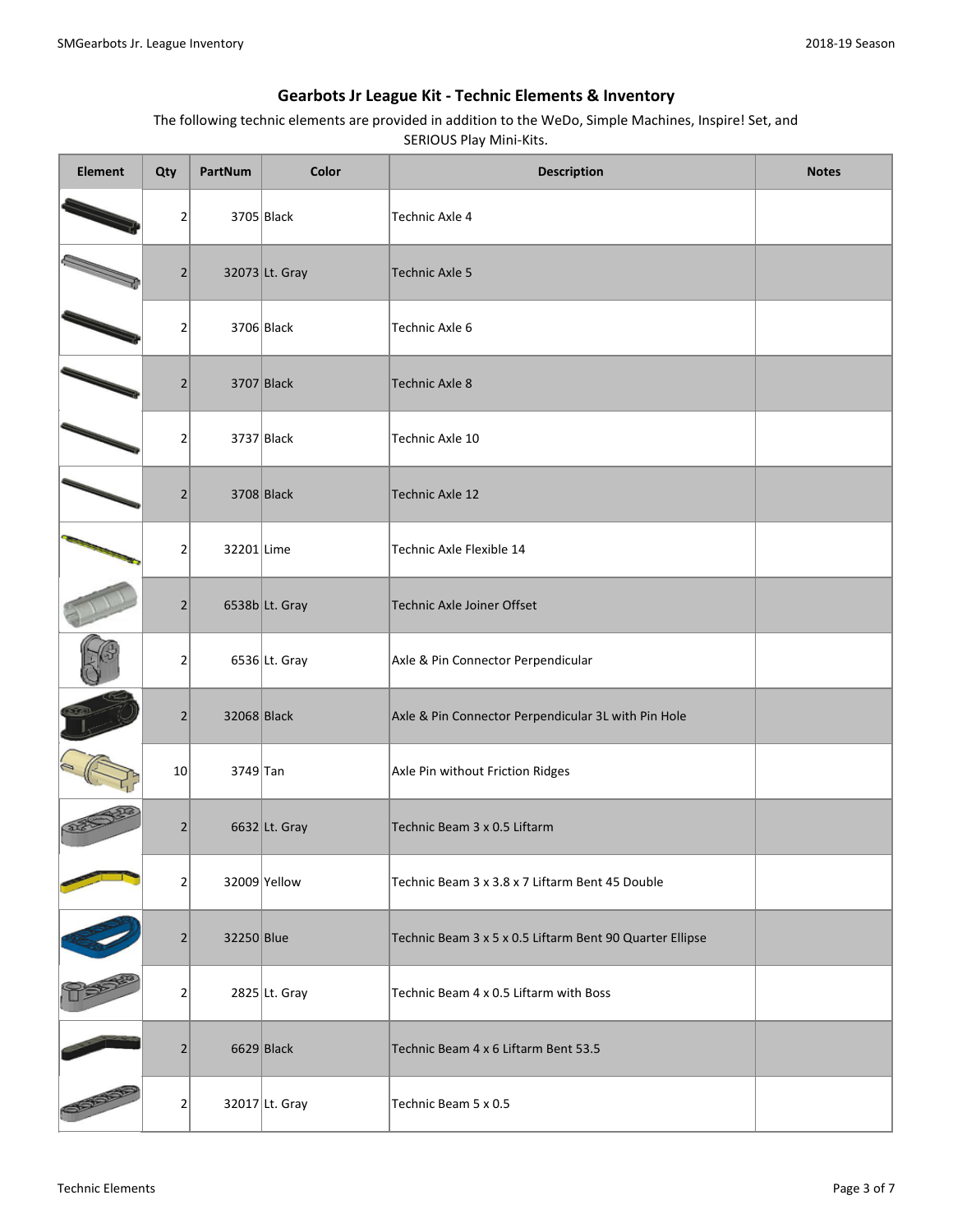## Gearbots Jr League Kit - Technic Elements & Inventory

The following technic elements are provided in addition to the WeDo, Simple Machines, Inspire! Set, and SERIOUS Play Mini-Kits.

| Element | Qty | PartNum | Color | Description | Notes |
|---|---|---|---|---|---|
| | 2 | 3705 | Black | Technic Axle 4 | |
| | 2 | 32073 | Lt. Gray | Technic Axle 5 | |
| | 2 | 3706 | Black | Technic Axle 6 | |
| | 2 | 3707 | Black | Technic Axle 8 | |
| | 2 | 3737 | Black | Technic Axle 10 | |
| | 2 | 3708 | Black | Technic Axle 12 | |
| | 2 | 32201 | Lime | Technic Axle Flexible 14 | |
| | 2 | 6538b | Lt. Gray | Technic Axle Joiner Offset | |
| | 2 | 6536 | Lt. Gray | Axle & Pin Connector Perpendicular | |
| | 2 | 32068 | Black | Axle & Pin Connector Perpendicular 3L with Pin Hole | |
| | 10 | 3749 | Tan | Axle Pin without Friction Ridges | |
| | 2 | 6632 | Lt. Gray | Technic Beam 3 x 0.5 Liftarm | |
| | 2 | 32009 | Yellow | Technic Beam 3 x 3.8 x 7 Liftarm Bent 45 Double | |
| | 2 | 32250 | Blue | Technic Beam 3 x 5 x 0.5 Liftarm Bent 90 Quarter Ellipse | |
| | 2 | 2825 | Lt. Gray | Technic Beam 4 x 0.5 Liftarm with Boss | |
| | 2 | 6629 | Black | Technic Beam 4 x 6 Liftarm Bent 53.5 | |
| | 2 | 32017 | Lt. Gray | Technic Beam 5 x 0.5 | |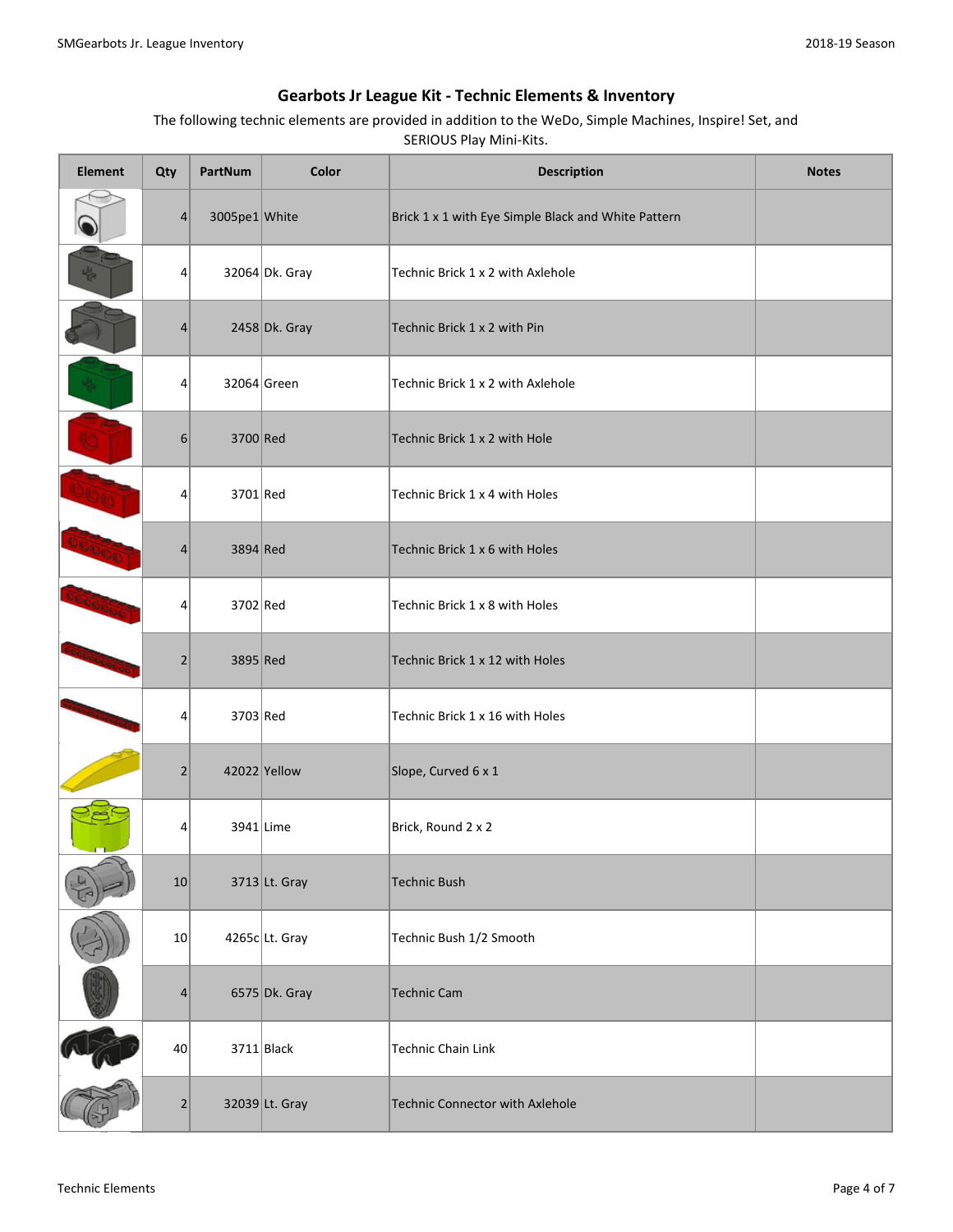## Gearbots Jr League Kit - Technic Elements & Inventory

The following technic elements are provided in addition to the WeDo, Simple Machines, Inspire! Set, and SERIOUS Play Mini-Kits.

| Element | Qty | PartNum | Color | Description | Notes |
|---|---|---|---|---|---|
| | 4 | 3005pe1 | White | Brick 1 x 1 with Eye Simple Black and White Pattern | |
| | 4 | 32064 | Dk. Gray | Technic Brick 1 x 2 with Axlehole | |
| | 4 | 2458 | Dk. Gray | Technic Brick 1 x 2 with Pin | |
| | 4 | 32064 | Green | Technic Brick 1 x 2 with Axlehole | |
| | 6 | 3700 | Red | Technic Brick 1 x 2 with Hole | |
| | 4 | 3701 | Red | Technic Brick 1 x 4 with Holes | |
| | 4 | 3894 | Red | Technic Brick 1 x 6 with Holes | |
| | 4 | 3702 | Red | Technic Brick 1 x 8 with Holes | |
| | 2 | 3895 | Red | Technic Brick 1 x 12 with Holes | |
| | 4 | 3703 | Red | Technic Brick 1 x 16 with Holes | |
| | 2 | 42022 | Yellow | Slope, Curved 6 x 1 | |
| | 4 | 3941 | Lime | Brick, Round 2 x 2 | |
| | 10 | 3713 | Lt. Gray | Technic Bush | |
| | 10 | 4265c | Lt. Gray | Technic Bush 1/2 Smooth | |
| | 4 | 6575 | Dk. Gray | Technic Cam | |
| | 40 | 3711 | Black | Technic Chain Link | |
| | 2 | 32039 | Lt. Gray | Technic Connector with Axlehole | |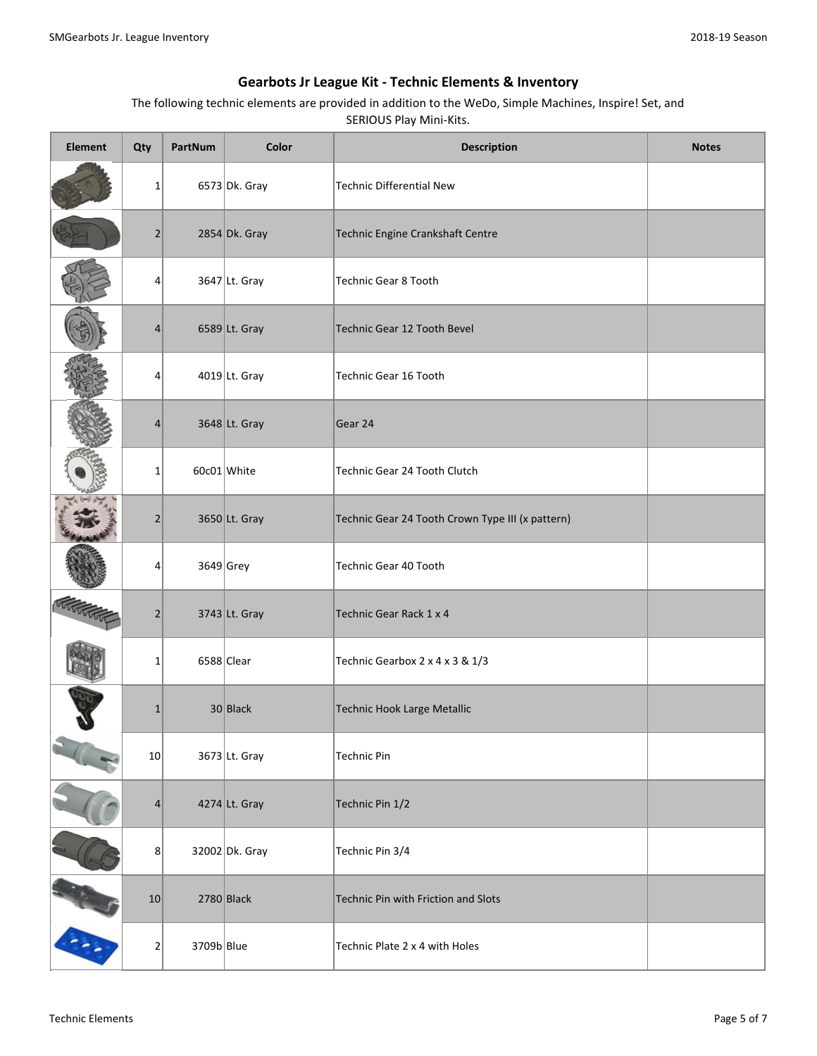## Gearbots Jr League Kit - Technic Elements & Inventory

The following technic elements are provided in addition to the WeDo, Simple Machines, Inspire! Set, and SERIOUS Play Mini-Kits.

| Element | Qty | PartNum | Color | Description | Notes |
|---|---|---|---|---|---|
| | 1 | 6573 | Dk. Gray | Technic Differential New | |
| | 2 | 2854 | Dk. Gray | Technic Engine Crankshaft Centre | |
| | 4 | 3647 | Lt. Gray | Technic Gear 8 Tooth | |
| | 4 | 6589 | Lt. Gray | Technic Gear 12 Tooth Bevel | |
| | 4 | 4019 | Lt. Gray | Technic Gear 16 Tooth | |
| | 4 | 3648 | Lt. Gray | Gear 24 | |
| | 1 | 60c01 | White | Technic Gear 24 Tooth Clutch | |
| | 2 | 3650 | Lt. Gray | Technic Gear 24 Tooth Crown Type III (x pattern) | |
| | 4 | 3649 | Grey | Technic Gear 40 Tooth | |
| | 2 | 3743 | Lt. Gray | Technic Gear Rack 1 x 4 | |
| | 1 | 6588 | Clear | Technic Gearbox 2 x 4 x 3 & 1/3 | |
| | 1 | 30 | Black | Technic Hook Large Metallic | |
| | 10 | 3673 | Lt. Gray | Technic Pin | |
| | 4 | 4274 | Lt. Gray | Technic Pin 1/2 | |
| | 8 | 32002 | Dk. Gray | Technic Pin 3/4 | |
| | 10 | 2780 | Black | Technic Pin with Friction and Slots | |
| | 2 | 3709b | Blue | Technic Plate 2 x 4 with Holes | |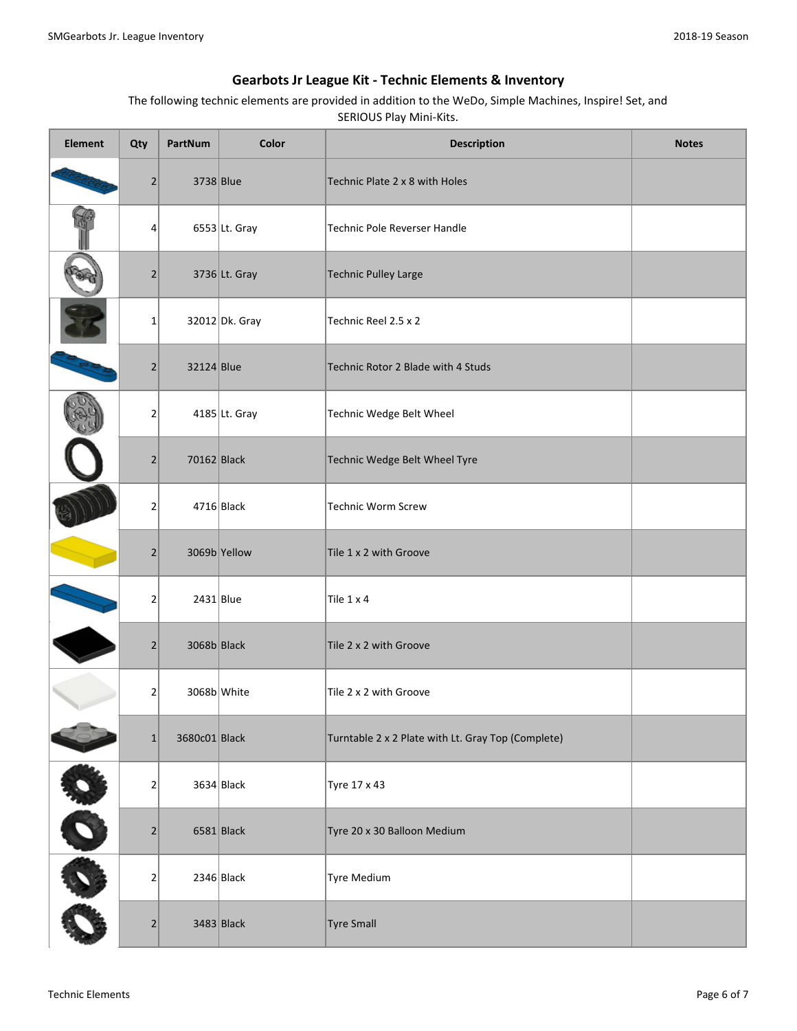## Gearbots Jr League Kit - Technic Elements & Inventory

The following technic elements are provided in addition to the WeDo, Simple Machines, Inspire! Set, and SERIOUS Play Mini-Kits.

| Element | Qty | PartNum | Color | Description | Notes |
|---|---|---|---|---|---|
| | 2 | 3738 | Blue | Technic Plate 2 x 8 with Holes | |
| | 4 | 6553 | Lt. Gray | Technic Pole Reverser Handle | |
| | 2 | 3736 | Lt. Gray | Technic Pulley Large | |
| | 1 | 32012 | Dk. Gray | Technic Reel 2.5 x 2 | |
| | 2 | 32124 | Blue | Technic Rotor 2 Blade with 4 Studs | |
| | 2 | 4185 | Lt. Gray | Technic Wedge Belt Wheel | |
| | 2 | 70162 | Black | Technic Wedge Belt Wheel Tyre | |
| | 2 | 4716 | Black | Technic Worm Screw | |
| | 2 | 3069b | Yellow | Tile 1 x 2 with Groove | |
| | 2 | 2431 | Blue | Tile 1 x 4 | |
| | 2 | 3068b | Black | Tile 2 x 2 with Groove | |
| | 2 | 3068b | White | Tile 2 x 2 with Groove | |
| | 1 | 3680c01 | Black | Turntable 2 x 2 Plate with Lt. Gray Top (Complete) | |
| | 2 | 3634 | Black | Tyre 17 x 43 | |
| | 2 | 6581 | Black | Tyre 20 x 30 Balloon Medium | |
| | 2 | 2346 | Black | Tyre Medium | |
| | 2 | 3483 | Black | Tyre Small | |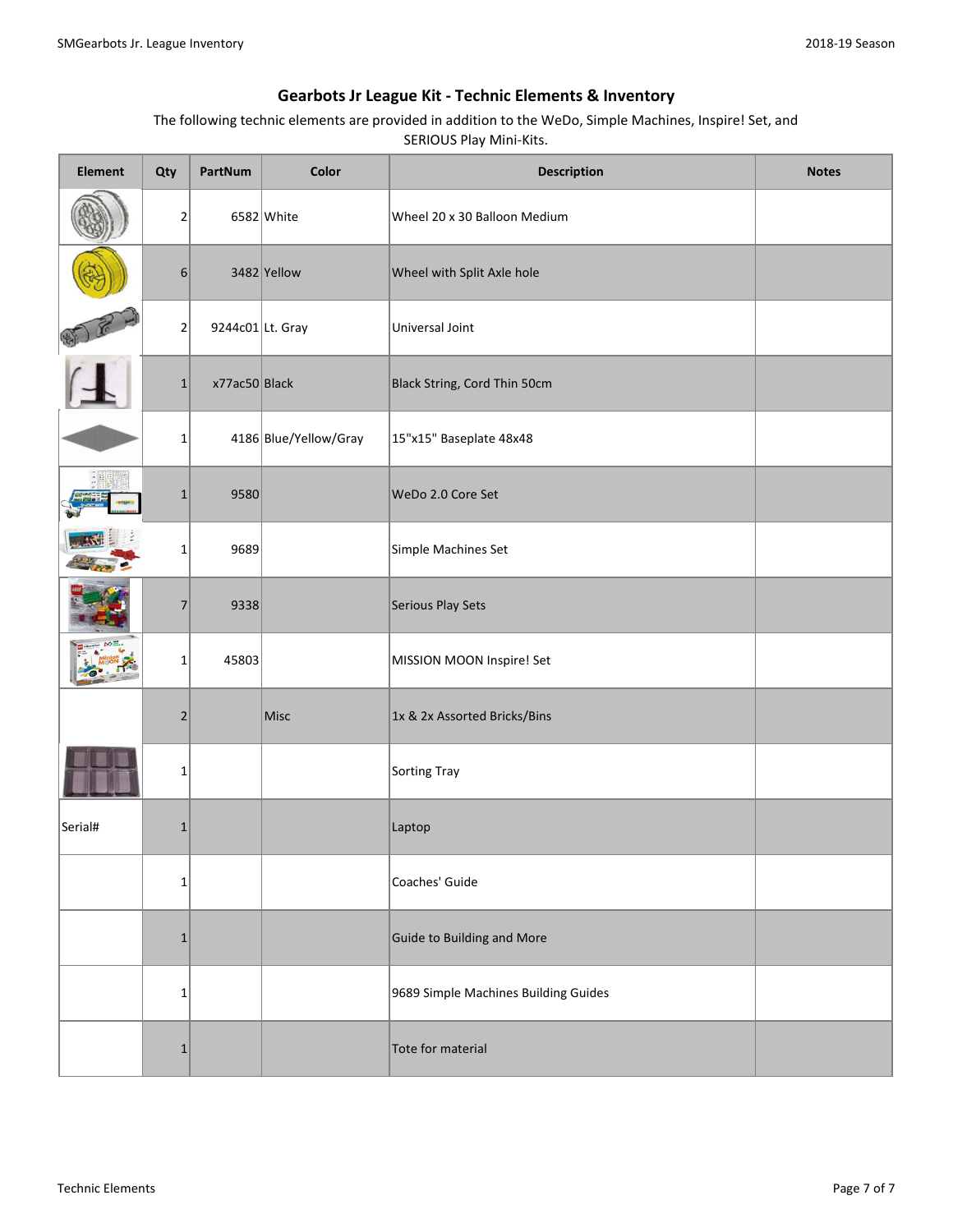## Gearbots Jr League Kit - Technic Elements & Inventory

The following technic elements are provided in addition to the WeDo, Simple Machines, Inspire! Set, and SERIOUS Play Mini-Kits.

| Element | Qty | PartNum | Color | Description | Notes |
|---|---|---|---|---|---|
| | 2 | 6582 | White | Wheel 20 x 30 Balloon Medium | |
| | 6 | 3482 | Yellow | Wheel with Split Axle hole | |
| | 2 | 9244c01 | Lt. Gray | Universal Joint | |
| | 1 | x77ac50 | Black | Black String, Cord Thin 50cm | |
| | 1 | 4186 | Blue/Yellow/Gray | 15"x15" Baseplate 48x48 | |
| | 1 | 9580 | | WeDo 2.0 Core Set | |
| | 1 | 9689 | | Simple Machines Set | |
| | 7 | 9338 | | Serious Play Sets | |
| | 1 | 45803 | | MISSION MOON Inspire! Set | |
| | 2 | | Misc | 1x & 2x Assorted Bricks/Bins | |
| | 1 | | | Sorting Tray | |
| Serial# | 1 | | | Laptop | |
| | 1 | | | Coaches' Guide | |
| | 1 | | | Guide to Building and More | |
| | 1 | | | 9689 Simple Machines Building Guides | |
| | 1 | | | Tote for material | |